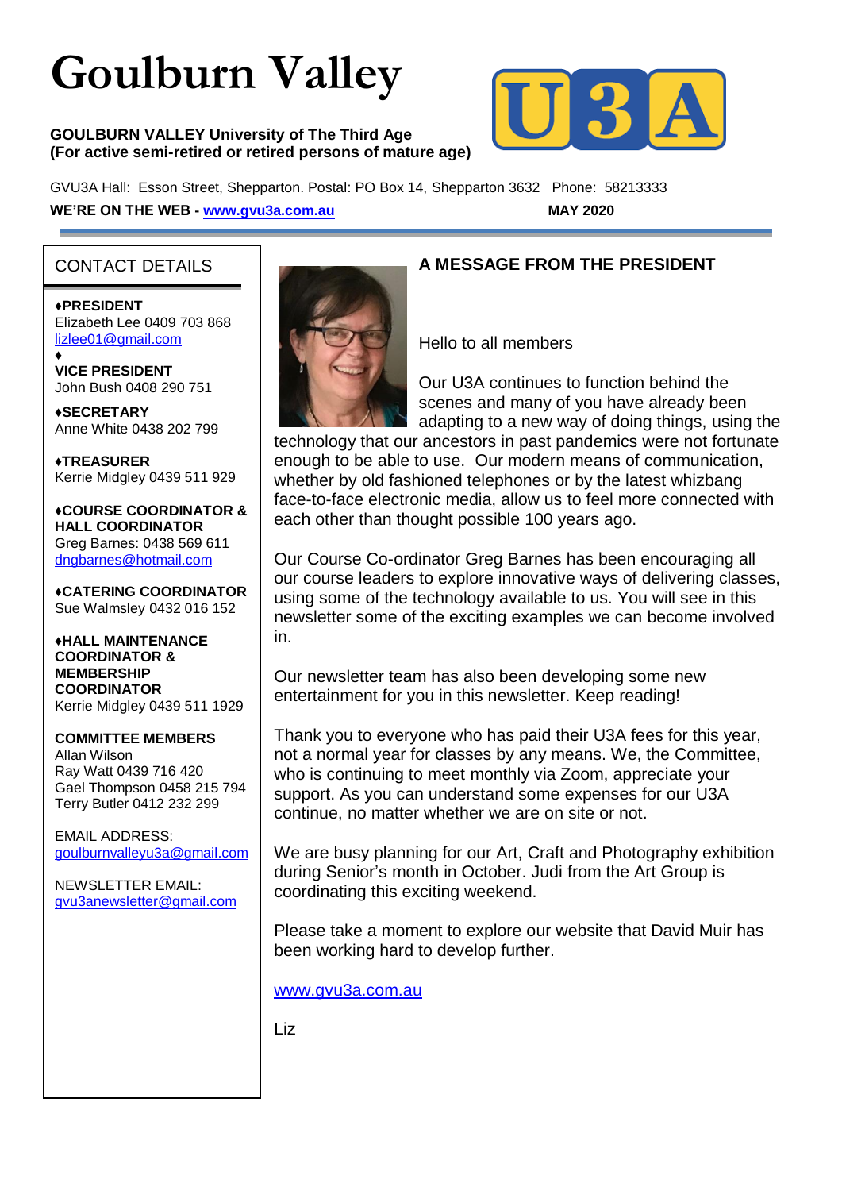# Goulburn Valley

**GOULBURN VALLEY University of The Third Age**
**(For active semi-retired or retired persons of mature age)**

GVU3A Hall: Esson Street, Shepparton. Postal: PO Box 14, Shepparton 3632 Phone: 58213333

**WE'RE ON THE WEB - www.gvu3a.com.au** **MAY 2020**

## CONTACT DETAILS

**♦PRESIDENT**
Elizabeth Lee 0409 703 868
lizlee01@gmail.com

♦
**VICE PRESIDENT**
John Bush 0408 290 751

**♦SECRETARY**
Anne White 0438 202 799

**♦TREASURER**
Kerrie Midgley 0439 511 929

**♦COURSE COORDINATOR & HALL COORDINATOR**
Greg Barnes: 0438 569 611
dngbarnes@hotmail.com

**♦CATERING COORDINATOR**
Sue Walmsley 0432 016 152

**♦HALL MAINTENANCE COORDINATOR & MEMBERSHIP COORDINATOR**
Kerrie Midgley 0439 511 1929

**COMMITTEE MEMBERS**
Allan Wilson
Ray Watt 0439 716 420
Gael Thompson 0458 215 794
Terry Butler 0412 232 299

EMAIL ADDRESS:
goulburnvalleyu3a@gmail.com

NEWSLETTER EMAIL:
gvu3anewsletter@gmail.com

## A MESSAGE FROM THE PRESIDENT

Hello to all members

Our U3A continues to function behind the scenes and many of you have already been adapting to a new way of doing things, using the technology that our ancestors in past pandemics were not fortunate enough to be able to use. Our modern means of communication, whether by old fashioned telephones or by the latest whizbang face-to-face electronic media, allow us to feel more connected with each other than thought possible 100 years ago.

Our Course Co-ordinator Greg Barnes has been encouraging all our course leaders to explore innovative ways of delivering classes, using some of the technology available to us. You will see in this newsletter some of the exciting examples we can become involved in.

Our newsletter team has also been developing some new entertainment for you in this newsletter. Keep reading!

Thank you to everyone who has paid their U3A fees for this year, not a normal year for classes by any means. We, the Committee, who is continuing to meet monthly via Zoom, appreciate your support. As you can understand some expenses for our U3A continue, no matter whether we are on site or not.

We are busy planning for our Art, Craft and Photography exhibition during Senior's month in October. Judi from the Art Group is coordinating this exciting weekend.

Please take a moment to explore our website that David Muir has been working hard to develop further.

www.gvu3a.com.au

Liz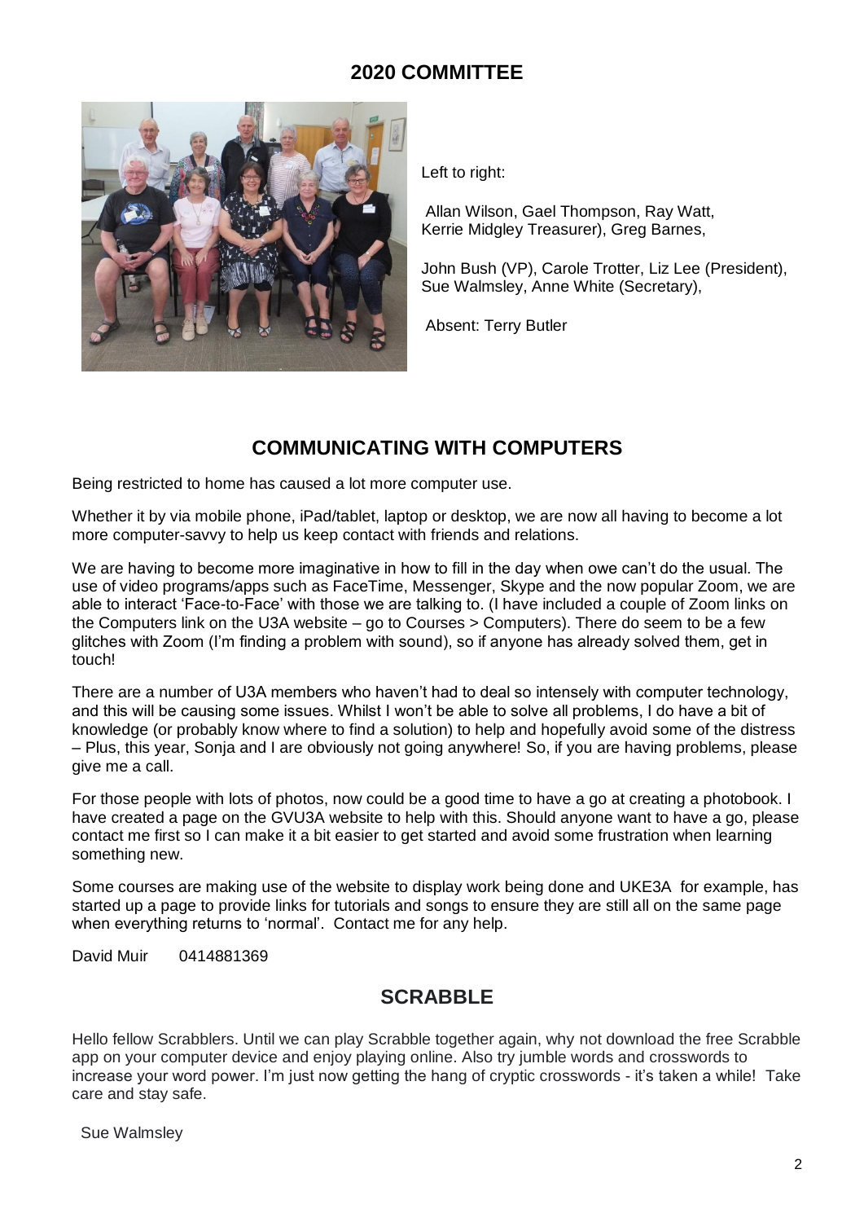## 2020 COMMITTEE

Left to right:

Allan Wilson, Gael Thompson, Ray Watt, Kerrie Midgley Treasurer), Greg Barnes,

John Bush (VP), Carole Trotter, Liz Lee (President), Sue Walmsley, Anne White (Secretary),

Absent: Terry Butler

## COMMUNICATING WITH COMPUTERS

Being restricted to home has caused a lot more computer use.

Whether it by via mobile phone, iPad/tablet, laptop or desktop, we are now all having to become a lot more computer-savvy to help us keep contact with friends and relations.

We are having to become more imaginative in how to fill in the day when owe can't do the usual. The use of video programs/apps such as FaceTime, Messenger, Skype and the now popular Zoom, we are able to interact 'Face-to-Face' with those we are talking to. (I have included a couple of Zoom links on the Computers link on the U3A website – go to Courses > Computers). There do seem to be a few glitches with Zoom (I'm finding a problem with sound), so if anyone has already solved them, get in touch!

There are a number of U3A members who haven't had to deal so intensely with computer technology, and this will be causing some issues. Whilst I won't be able to solve all problems, I do have a bit of knowledge (or probably know where to find a solution) to help and hopefully avoid some of the distress – Plus, this year, Sonja and I are obviously not going anywhere! So, if you are having problems, please give me a call.

For those people with lots of photos, now could be a good time to have a go at creating a photobook. I have created a page on the GVU3A website to help with this. Should anyone want to have a go, please contact me first so I can make it a bit easier to get started and avoid some frustration when learning something new.

Some courses are making use of the website to display work being done and UKE3A for example, has started up a page to provide links for tutorials and songs to ensure they are still all on the same page when everything returns to 'normal'. Contact me for any help.

David Muir 0414881369

## SCRABBLE

Hello fellow Scrabblers. Until we can play Scrabble together again, why not download the free Scrabble app on your computer device and enjoy playing online. Also try jumble words and crosswords to increase your word power. I'm just now getting the hang of cryptic crosswords - it's taken a while! Take care and stay safe.

Sue Walmsley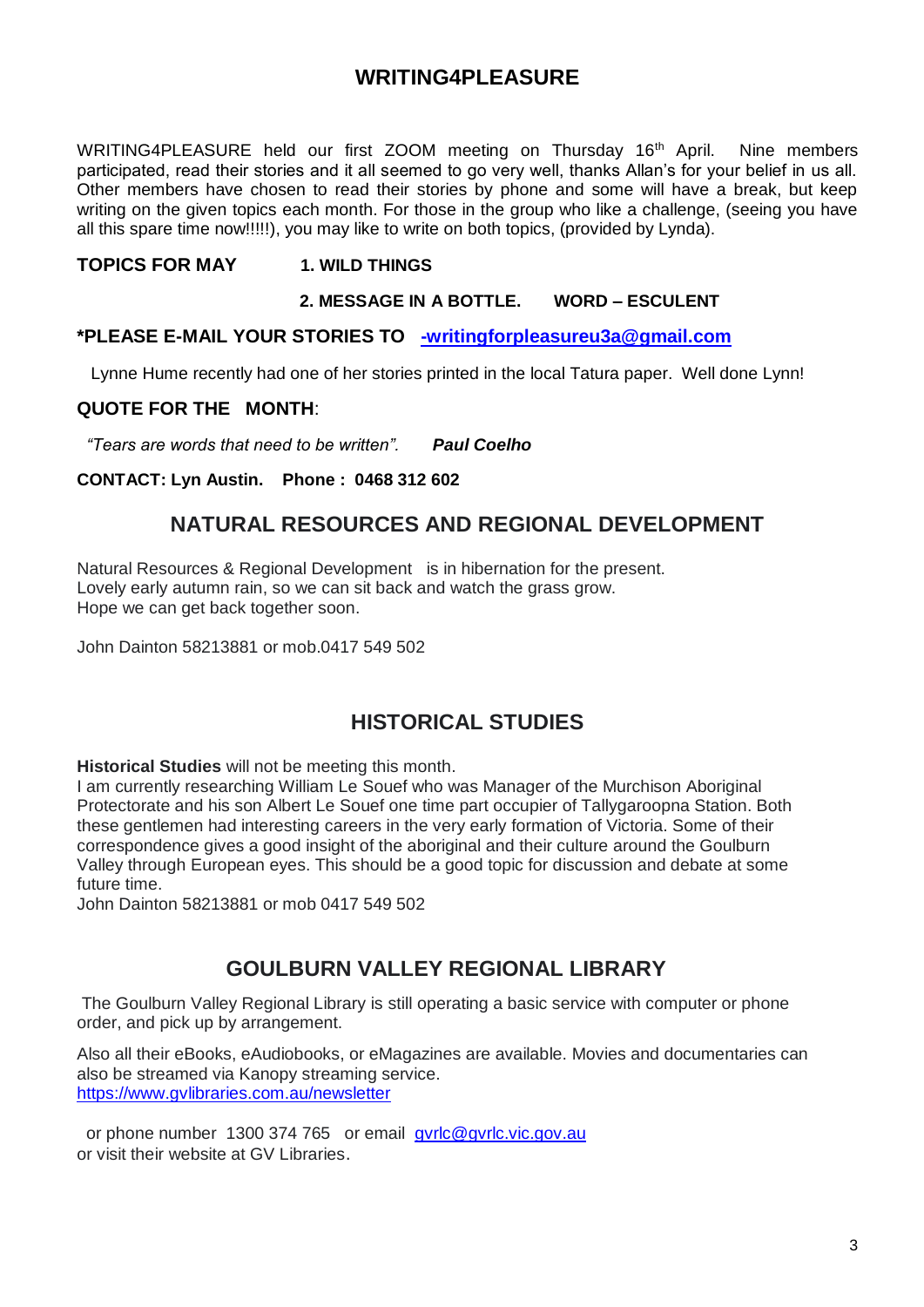## WRITING4PLEASURE

WRITING4PLEASURE held our first ZOOM meeting on Thursday 16th April. Nine members participated, read their stories and it all seemed to go very well, thanks Allan's for your belief in us all. Other members have chosen to read their stories by phone and some will have a break, but keep writing on the given topics each month. For those in the group who like a challenge, (seeing you have all this spare time now!!!!!), you may like to write on both topics, (provided by Lynda).

**TOPICS FOR MAY** **1. WILD THINGS**

**2. MESSAGE IN A BOTTLE.** **WORD – ESCULENT**

**\*PLEASE E-MAIL YOUR STORIES TO -writingforpleasureu3a@gmail.com**

Lynne Hume recently had one of her stories printed in the local Tatura paper. Well done Lynn!

**QUOTE FOR THE MONTH**:

*"Tears are words that need to be written".* ***Paul Coelho***

**CONTACT: Lyn Austin. Phone : 0468 312 602**

## NATURAL RESOURCES AND REGIONAL DEVELOPMENT

Natural Resources & Regional Development is in hibernation for the present.
Lovely early autumn rain, so we can sit back and watch the grass grow.
Hope we can get back together soon.

John Dainton 58213881 or mob.0417 549 502

## HISTORICAL STUDIES

**Historical Studies** will not be meeting this month.
I am currently researching William Le Souef who was Manager of the Murchison Aboriginal Protectorate and his son Albert Le Souef one time part occupier of Tallygaroopna Station. Both these gentlemen had interesting careers in the very early formation of Victoria. Some of their correspondence gives a good insight of the aboriginal and their culture around the Goulburn Valley through European eyes. This should be a good topic for discussion and debate at some future time.
John Dainton 58213881 or mob 0417 549 502

## GOULBURN VALLEY REGIONAL LIBRARY

The Goulburn Valley Regional Library is still operating a basic service with computer or phone order, and pick up by arrangement.

Also all their eBooks, eAudiobooks, or eMagazines are available. Movies and documentaries can also be streamed via Kanopy streaming service.
https://www.gvlibraries.com.au/newsletter

or phone number 1300 374 765 or email gvrlc@gvrlc.vic.gov.au
or visit their website at GV Libraries.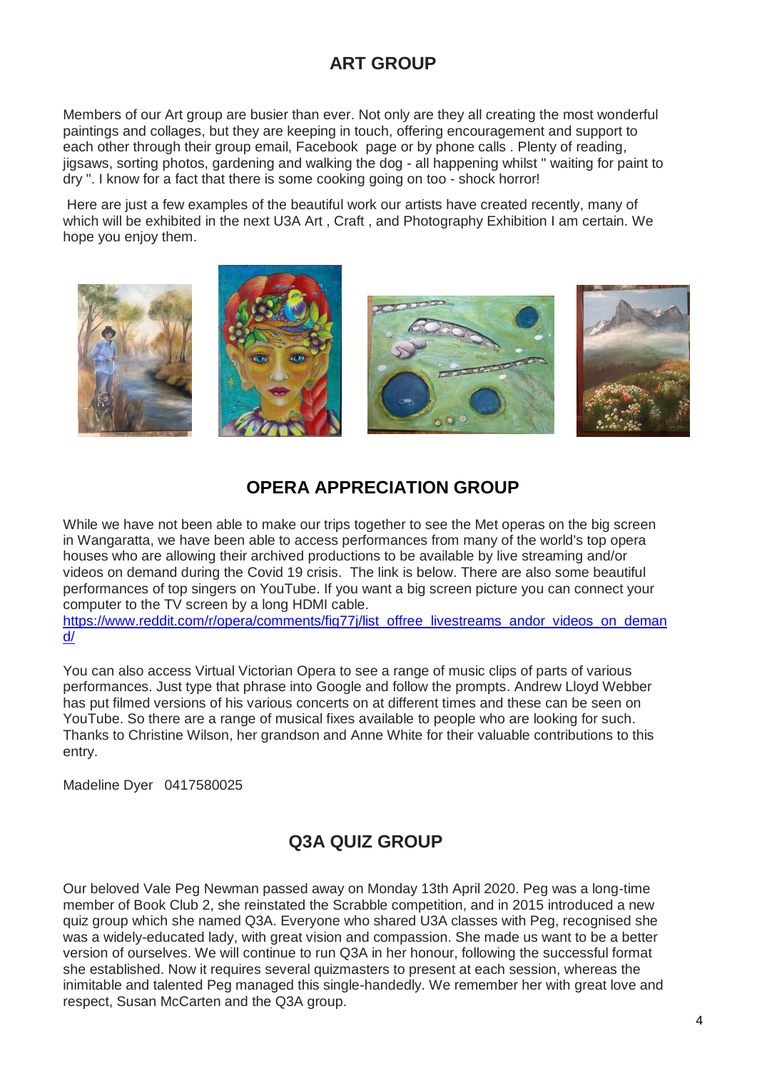## ART GROUP

Members of our Art group are busier than ever. Not only are they all creating the most wonderful paintings and collages, but they are keeping in touch, offering encouragement and support to each other through their group email, Facebook page or by phone calls . Plenty of reading, jigsaws, sorting photos, gardening and walking the dog - all happening whilst " waiting for paint to dry ". I know for a fact that there is some cooking going on too - shock horror!

Here are just a few examples of the beautiful work our artists have created recently, many of which will be exhibited in the next U3A Art , Craft , and Photography Exhibition I am certain. We hope you enjoy them.

## OPERA APPRECIATION GROUP

While we have not been able to make our trips together to see the Met operas on the big screen in Wangaratta, we have been able to access performances from many of the world's top opera houses who are allowing their archived productions to be available by live streaming and/or videos on demand during the Covid 19 crisis. The link is below. There are also some beautiful performances of top singers on YouTube. If you want a big screen picture you can connect your computer to the TV screen by a long HDMI cable.
https://www.reddit.com/r/opera/comments/fig77j/list_offree_livestreams_andor_videos_on_demand/

You can also access Virtual Victorian Opera to see a range of music clips of parts of various performances. Just type that phrase into Google and follow the prompts. Andrew Lloyd Webber has put filmed versions of his various concerts on at different times and these can be seen on YouTube. So there are a range of musical fixes available to people who are looking for such. Thanks to Christine Wilson, her grandson and Anne White for their valuable contributions to this entry.

Madeline Dyer 0417580025

## Q3A QUIZ GROUP

Our beloved Vale Peg Newman passed away on Monday 13th April 2020. Peg was a long-time member of Book Club 2, she reinstated the Scrabble competition, and in 2015 introduced a new quiz group which she named Q3A. Everyone who shared U3A classes with Peg, recognised she was a widely-educated lady, with great vision and compassion. She made us want to be a better version of ourselves. We will continue to run Q3A in her honour, following the successful format she established. Now it requires several quizmasters to present at each session, whereas the inimitable and talented Peg managed this single-handedly. We remember her with great love and respect, Susan McCarten and the Q3A group.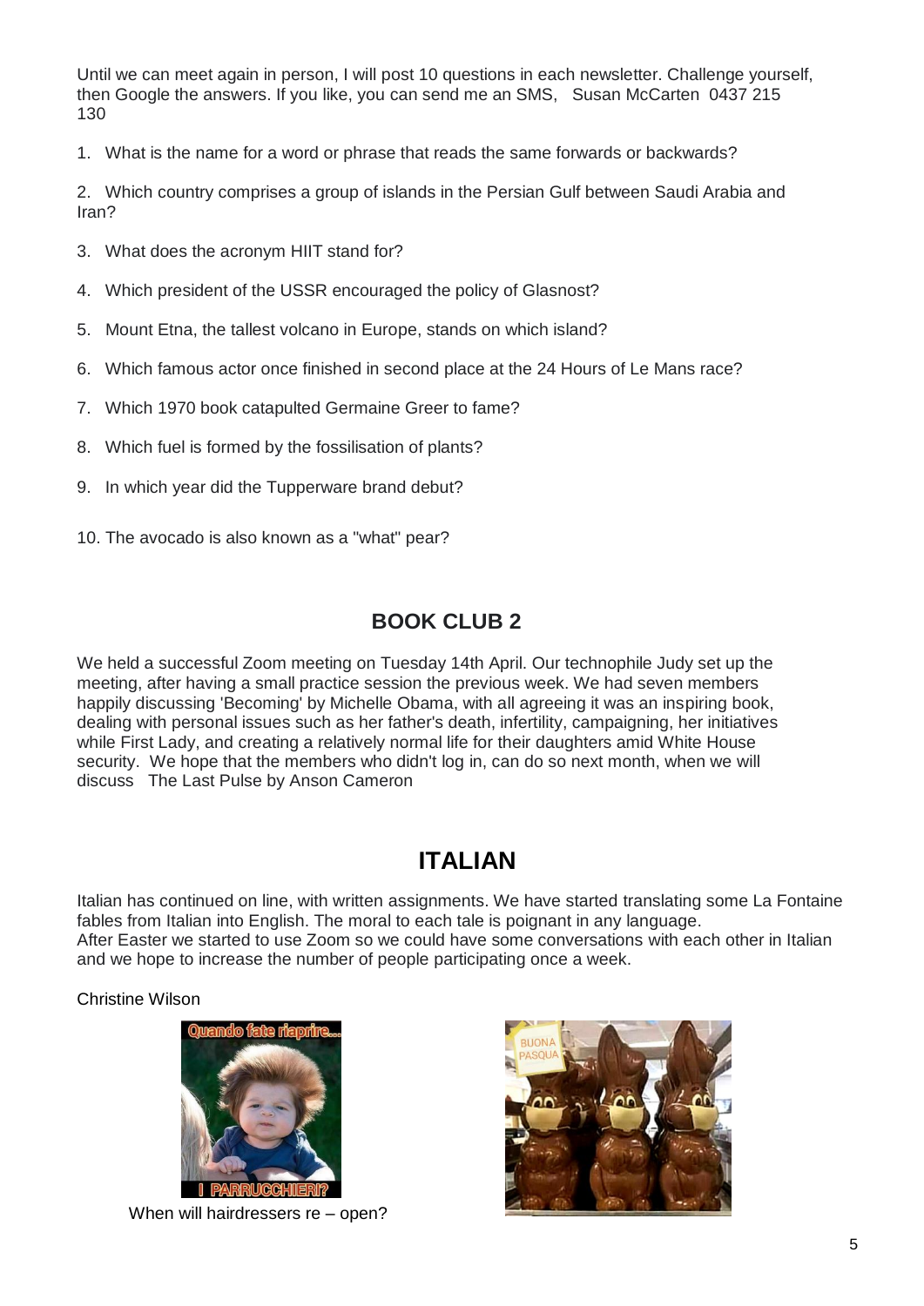Until we can meet again in person, I will post 10 questions in each newsletter. Challenge yourself, then Google the answers. If you like, you can send me an SMS, Susan McCarten 0437 215 130

1. What is the name for a word or phrase that reads the same forwards or backwards?

2. Which country comprises a group of islands in the Persian Gulf between Saudi Arabia and Iran?

3. What does the acronym HIIT stand for?

4. Which president of the USSR encouraged the policy of Glasnost?

5. Mount Etna, the tallest volcano in Europe, stands on which island?

6. Which famous actor once finished in second place at the 24 Hours of Le Mans race?

7. Which 1970 book catapulted Germaine Greer to fame?

8. Which fuel is formed by the fossilisation of plants?

9. In which year did the Tupperware brand debut?

10. The avocado is also known as a "what" pear?

## BOOK CLUB 2

We held a successful Zoom meeting on Tuesday 14th April. Our technophile Judy set up the meeting, after having a small practice session the previous week. We had seven members happily discussing 'Becoming' by Michelle Obama, with all agreeing it was an inspiring book, dealing with personal issues such as her father's death, infertility, campaigning, her initiatives while First Lady, and creating a relatively normal life for their daughters amid White House security. We hope that the members who didn't log in, can do so next month, when we will discuss The Last Pulse by Anson Cameron

## ITALIAN

Italian has continued on line, with written assignments. We have started translating some La Fontaine fables from Italian into English. The moral to each tale is poignant in any language.
After Easter we started to use Zoom so we could have some conversations with each other in Italian and we hope to increase the number of people participating once a week.

Christine Wilson

When will hairdressers re – open?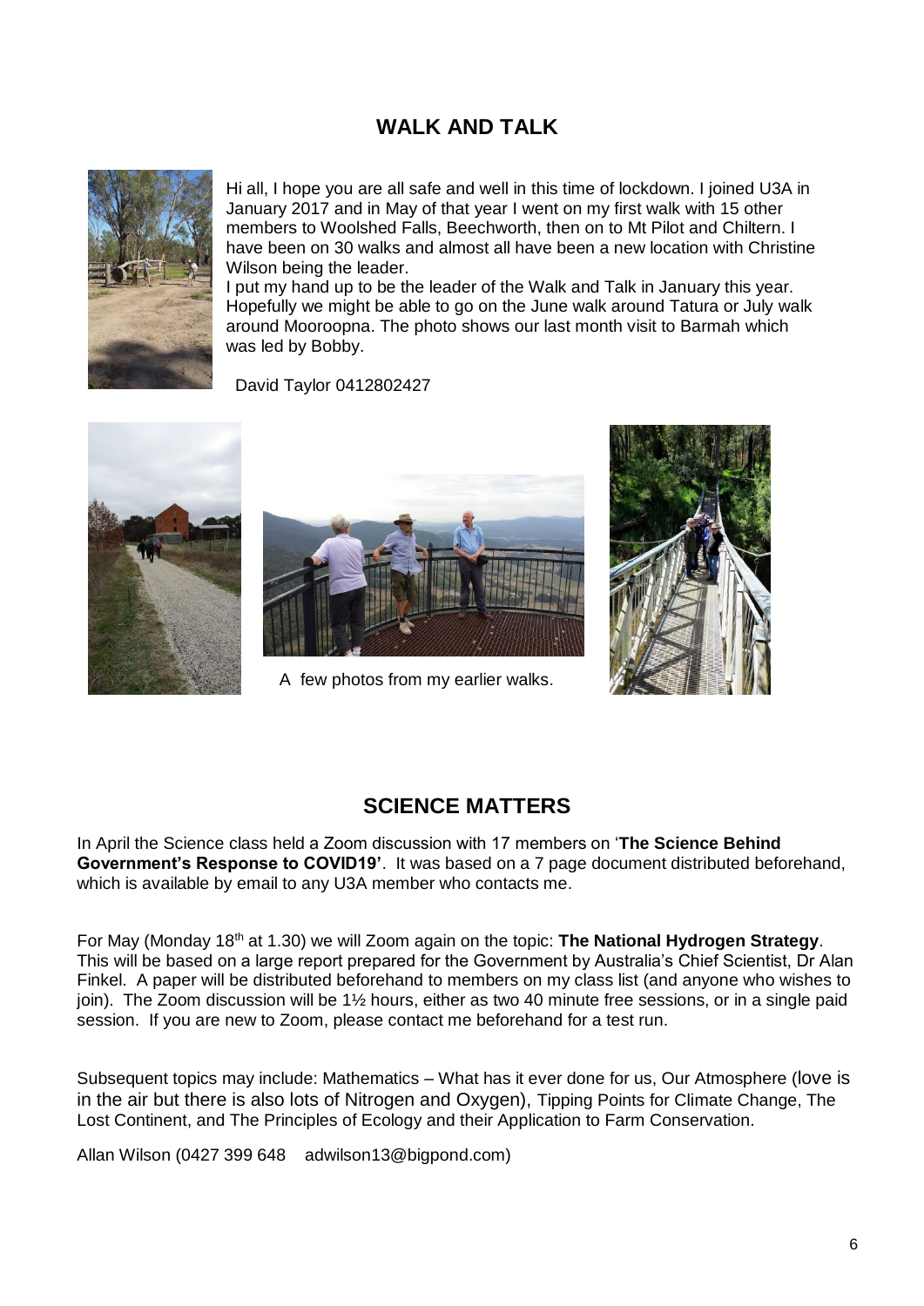## WALK AND TALK

Hi all, I hope you are all safe and well in this time of lockdown. I joined U3A in January 2017 and in May of that year I went on my first walk with 15 other members to Woolshed Falls, Beechworth, then on to Mt Pilot and Chiltern. I have been on 30 walks and almost all have been a new location with Christine Wilson being the leader.

I put my hand up to be the leader of the Walk and Talk in January this year. Hopefully we might be able to go on the June walk around Tatura or July walk around Mooroopna. The photo shows our last month visit to Barmah which was led by Bobby.

David Taylor 0412802427

A few photos from my earlier walks.

## SCIENCE MATTERS

In April the Science class held a Zoom discussion with 17 members on '**The Science Behind Government's Response to COVID19'**. It was based on a 7 page document distributed beforehand, which is available by email to any U3A member who contacts me.

For May (Monday 18th at 1.30) we will Zoom again on the topic: **The National Hydrogen Strategy**. This will be based on a large report prepared for the Government by Australia's Chief Scientist, Dr Alan Finkel. A paper will be distributed beforehand to members on my class list (and anyone who wishes to join). The Zoom discussion will be 1½ hours, either as two 40 minute free sessions, or in a single paid session. If you are new to Zoom, please contact me beforehand for a test run.

Subsequent topics may include: Mathematics – What has it ever done for us, Our Atmosphere (love is in the air but there is also lots of Nitrogen and Oxygen), Tipping Points for Climate Change, The Lost Continent, and The Principles of Ecology and their Application to Farm Conservation.

Allan Wilson (0427 399 648 adwilson13@bigpond.com)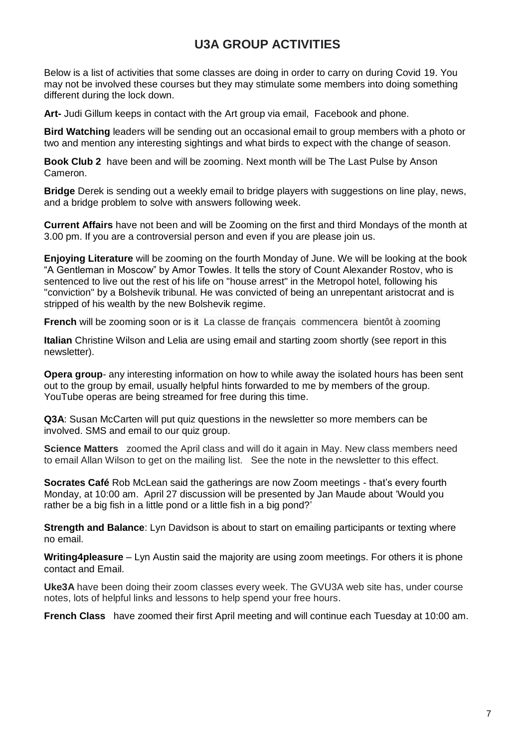# U3A GROUP ACTIVITIES

Below is a list of activities that some classes are doing in order to carry on during Covid 19. You may not be involved these courses but they may stimulate some members into doing something different during the lock down.

**Art-** Judi Gillum keeps in contact with the Art group via email, Facebook and phone.

**Bird Watching** leaders will be sending out an occasional email to group members with a photo or two and mention any interesting sightings and what birds to expect with the change of season.

**Book Club 2** have been and will be zooming. Next month will be The Last Pulse by Anson Cameron.

**Bridge** Derek is sending out a weekly email to bridge players with suggestions on line play, news, and a bridge problem to solve with answers following week.

**Current Affairs** have not been and will be Zooming on the first and third Mondays of the month at 3.00 pm. If you are a controversial person and even if you are please join us.

**Enjoying Literature** will be zooming on the fourth Monday of June. We will be looking at the book "A Gentleman in Moscow" by Amor Towles. It tells the story of Count Alexander Rostov, who is sentenced to live out the rest of his life on "house arrest" in the Metropol hotel, following his "conviction" by a Bolshevik tribunal. He was convicted of being an unrepentant aristocrat and is stripped of his wealth by the new Bolshevik regime.

**French** will be zooming soon or is it La classe de français commencera bientôt à zooming

**Italian** Christine Wilson and Lelia are using email and starting zoom shortly (see report in this newsletter).

**Opera group**- any interesting information on how to while away the isolated hours has been sent out to the group by email, usually helpful hints forwarded to me by members of the group. YouTube operas are being streamed for free during this time.

**Q3A**: Susan McCarten will put quiz questions in the newsletter so more members can be involved. SMS and email to our quiz group.

**Science Matters** zoomed the April class and will do it again in May. New class members need to email Allan Wilson to get on the mailing list. See the note in the newsletter to this effect.

**Socrates Café** Rob McLean said the gatherings are now Zoom meetings - that's every fourth Monday, at 10:00 am. April 27 discussion will be presented by Jan Maude about 'Would you rather be a big fish in a little pond or a little fish in a big pond?'

**Strength and Balance**: Lyn Davidson is about to start on emailing participants or texting where no email.

**Writing4pleasure** – Lyn Austin said the majority are using zoom meetings. For others it is phone contact and Email.

**Uke3A** have been doing their zoom classes every week. The GVU3A web site has, under course notes, lots of helpful links and lessons to help spend your free hours.

**French Class** have zoomed their first April meeting and will continue each Tuesday at 10:00 am.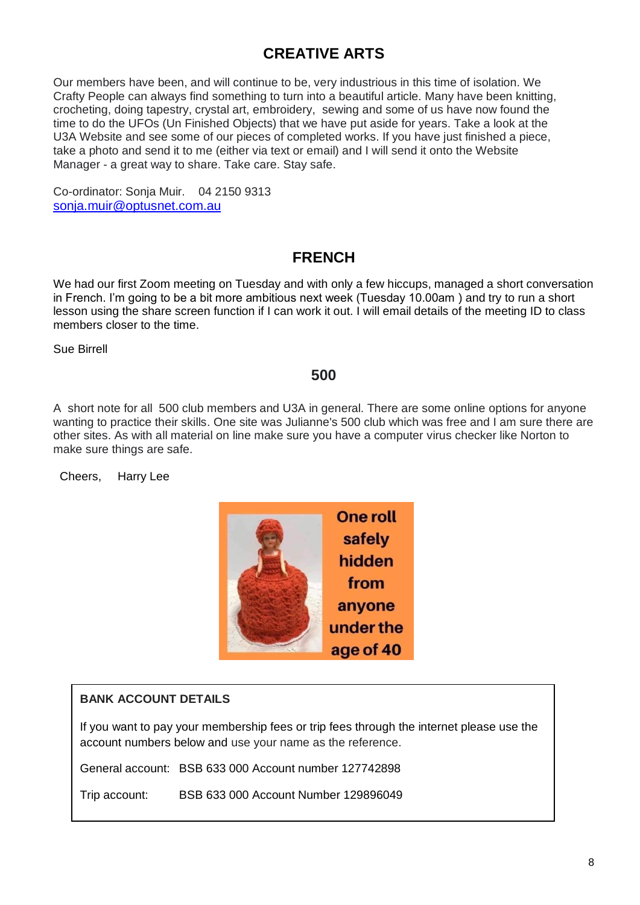## CREATIVE ARTS

Our members have been, and will continue to be, very industrious in this time of isolation. We Crafty People can always find something to turn into a beautiful article. Many have been knitting, crocheting, doing tapestry, crystal art, embroidery, sewing and some of us have now found the time to do the UFOs (Un Finished Objects) that we have put aside for years. Take a look at the U3A Website and see some of our pieces of completed works. If you have just finished a piece, take a photo and send it to me (either via text or email) and I will send it onto the Website Manager - a great way to share. Take care. Stay safe.

Co-ordinator: Sonja Muir. 04 2150 9313
[sonja.muir@optusnet.com.au](mailto:sonja.muir@optusnet.com.au)

## FRENCH

We had our first Zoom meeting on Tuesday and with only a few hiccups, managed a short conversation in French. I'm going to be a bit more ambitious next week (Tuesday 10.00am ) and try to run a short lesson using the share screen function if I can work it out. I will email details of the meeting ID to class members closer to the time.

Sue Birrell

## 500

A short note for all 500 club members and U3A in general. There are some online options for anyone wanting to practice their skills. One site was Julianne's 500 club which was free and I am sure there are other sites. As with all material on line make sure you have a computer virus checker like Norton to make sure things are safe.

Cheers, Harry Lee

One roll safely hidden from anyone under the age of 40

**BANK ACCOUNT DETAILS**

If you want to pay your membership fees or trip fees through the internet please use the account numbers below and use your name as the reference.

General account: BSB 633 000 Account number 127742898

Trip account: BSB 633 000 Account Number 129896049